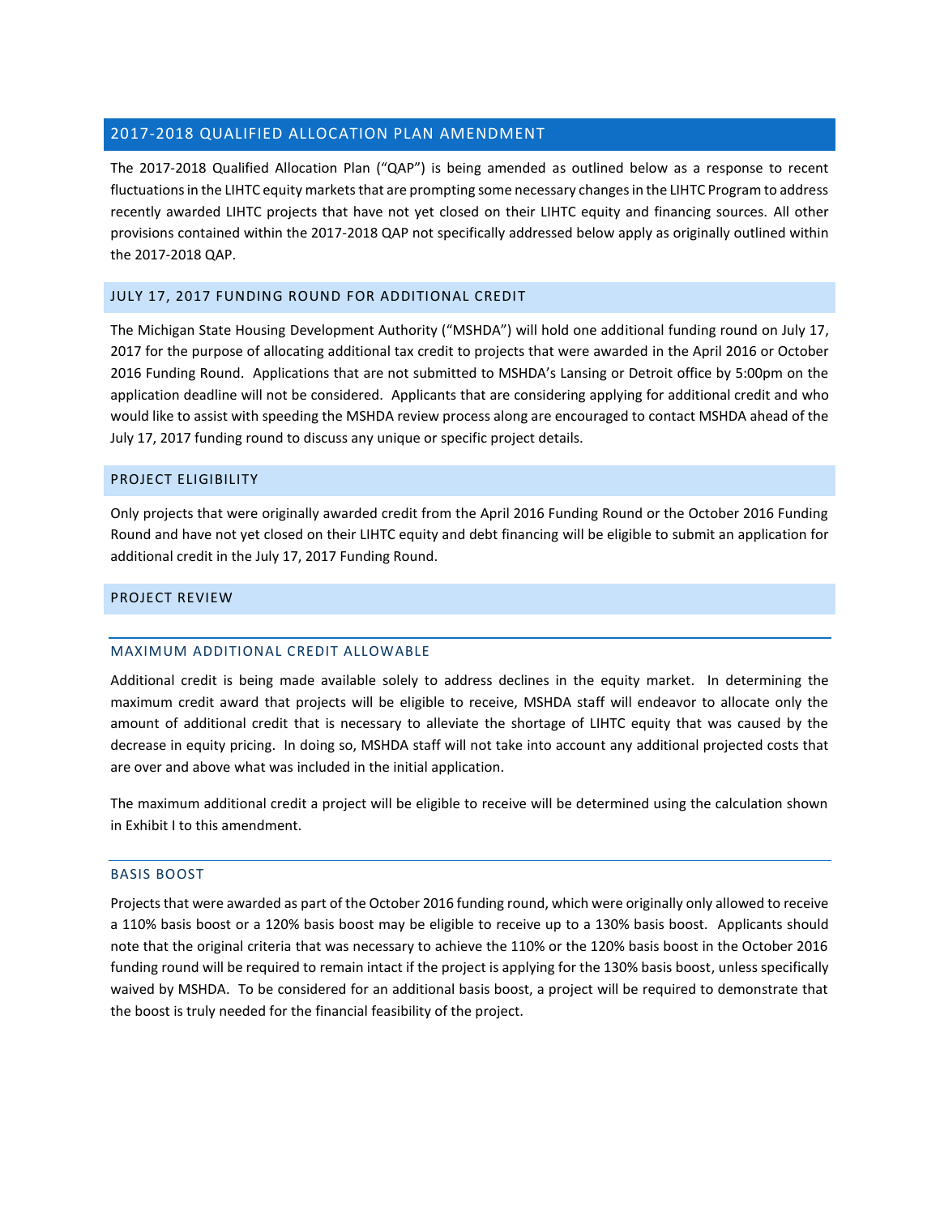# 2017-2018 QUALIFIED ALLOCATION PLAN AMENDMENT

The 2017-2018 Qualified Allocation Plan ("QAP") is being amended as outlined below as a response to recent fluctuations in the LIHTC equity markets that are prompting some necessary changes in the LIHTC Program to address recently awarded LIHTC projects that have not yet closed on their LIHTC equity and financing sources. All other provisions contained within the 2017-2018 QAP not specifically addressed below apply as originally outlined within the 2017-2018 QAP.

## JULY 17, 2017 FUNDING ROUND FOR ADDITIONAL CREDIT

The Michigan State Housing Development Authority ("MSHDA") will hold one additional funding round on July 17, 2017 for the purpose of allocating additional tax credit to projects that were awarded in the April 2016 or October 2016 Funding Round. Applications that are not submitted to MSHDA's Lansing or Detroit office by 5:00pm on the application deadline will not be considered. Applicants that are considering applying for additional credit and who would like to assist with speeding the MSHDA review process along are encouraged to contact MSHDA ahead of the July 17, 2017 funding round to discuss any unique or specific project details.

## PROJECT ELIGIBILITY

Only projects that were originally awarded credit from the April 2016 Funding Round or the October 2016 Funding Round and have not yet closed on their LIHTC equity and debt financing will be eligible to submit an application for additional credit in the July 17, 2017 Funding Round.

## PROJECT REVIEW

### MAXIMUM ADDITIONAL CREDIT ALLOWABLE

Additional credit is being made available solely to address declines in the equity market. In determining the maximum credit award that projects will be eligible to receive, MSHDA staff will endeavor to allocate only the amount of additional credit that is necessary to alleviate the shortage of LIHTC equity that was caused by the decrease in equity pricing. In doing so, MSHDA staff will not take into account any additional projected costs that are over and above what was included in the initial application.

The maximum additional credit a project will be eligible to receive will be determined using the calculation shown in Exhibit I to this amendment.

### BASIS BOOST

Projects that were awarded as part of the October 2016 funding round, which were originally only allowed to receive a 110% basis boost or a 120% basis boost may be eligible to receive up to a 130% basis boost. Applicants should note that the original criteria that was necessary to achieve the 110% or the 120% basis boost in the October 2016 funding round will be required to remain intact if the project is applying for the 130% basis boost, unless specifically waived by MSHDA. To be considered for an additional basis boost, a project will be required to demonstrate that the boost is truly needed for the financial feasibility of the project.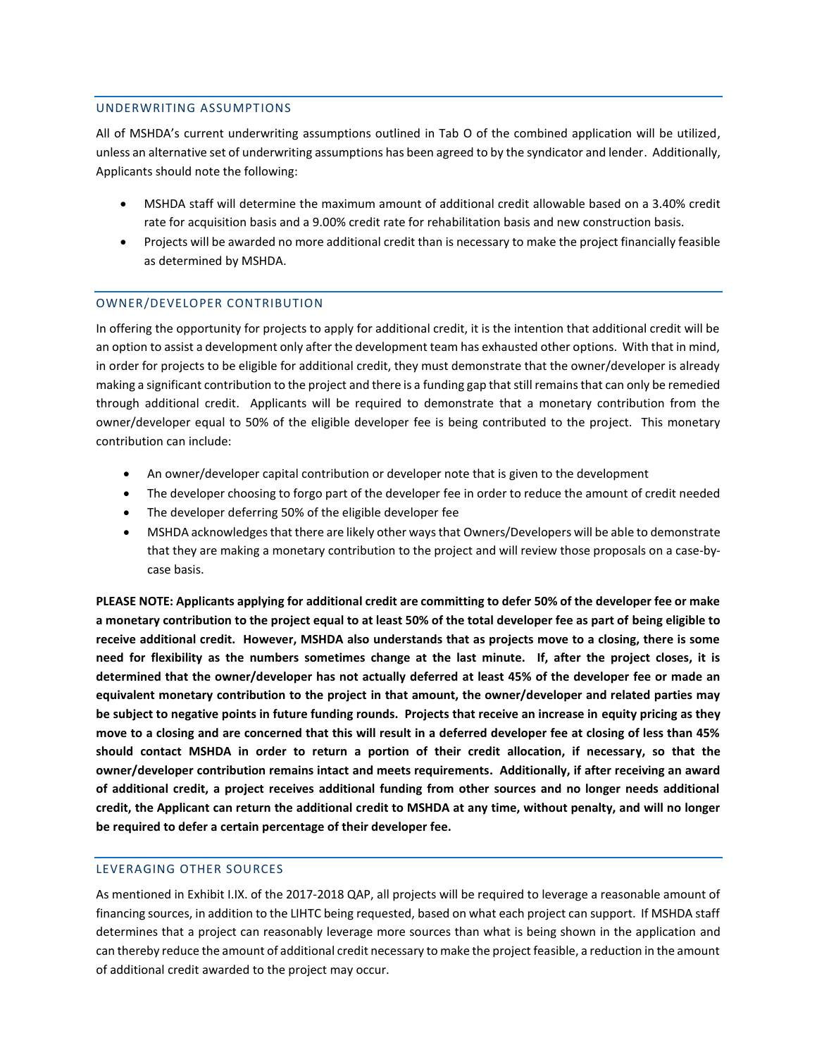## UNDERWRITING ASSUMPTIONS

All of MSHDA's current underwriting assumptions outlined in Tab O of the combined application will be utilized, unless an alternative set of underwriting assumptions has been agreed to by the syndicator and lender. Additionally, Applicants should note the following:

- MSHDA staff will determine the maximum amount of additional credit allowable based on a 3.40% credit rate for acquisition basis and a 9.00% credit rate for rehabilitation basis and new construction basis.
- Projects will be awarded no more additional credit than is necessary to make the project financially feasible as determined by MSHDA.

## OWNER/DEVELOPER CONTRIBUTION

In offering the opportunity for projects to apply for additional credit, it is the intention that additional credit will be an option to assist a development only after the development team has exhausted other options. With that in mind, in order for projects to be eligible for additional credit, they must demonstrate that the owner/developer is already making a significant contribution to the project and there is a funding gap that still remains that can only be remedied through additional credit. Applicants will be required to demonstrate that a monetary contribution from the owner/developer equal to 50% of the eligible developer fee is being contributed to the project. This monetary contribution can include:

- An owner/developer capital contribution or developer note that is given to the development
- The developer choosing to forgo part of the developer fee in order to reduce the amount of credit needed
- The developer deferring 50% of the eligible developer fee
- MSHDA acknowledges that there are likely other ways that Owners/Developers will be able to demonstrate that they are making a monetary contribution to the project and will review those proposals on a case-by-case basis.

**PLEASE NOTE: Applicants applying for additional credit are committing to defer 50% of the developer fee or make a monetary contribution to the project equal to at least 50% of the total developer fee as part of being eligible to receive additional credit. However, MSHDA also understands that as projects move to a closing, there is some need for flexibility as the numbers sometimes change at the last minute. If, after the project closes, it is determined that the owner/developer has not actually deferred at least 45% of the developer fee or made an equivalent monetary contribution to the project in that amount, the owner/developer and related parties may be subject to negative points in future funding rounds. Projects that receive an increase in equity pricing as they move to a closing and are concerned that this will result in a deferred developer fee at closing of less than 45% should contact MSHDA in order to return a portion of their credit allocation, if necessary, so that the owner/developer contribution remains intact and meets requirements. Additionally, if after receiving an award of additional credit, a project receives additional funding from other sources and no longer needs additional credit, the Applicant can return the additional credit to MSHDA at any time, without penalty, and will no longer be required to defer a certain percentage of their developer fee.**

## LEVERAGING OTHER SOURCES

As mentioned in Exhibit I.IX. of the 2017-2018 QAP, all projects will be required to leverage a reasonable amount of financing sources, in addition to the LIHTC being requested, based on what each project can support. If MSHDA staff determines that a project can reasonably leverage more sources than what is being shown in the application and can thereby reduce the amount of additional credit necessary to make the project feasible, a reduction in the amount of additional credit awarded to the project may occur.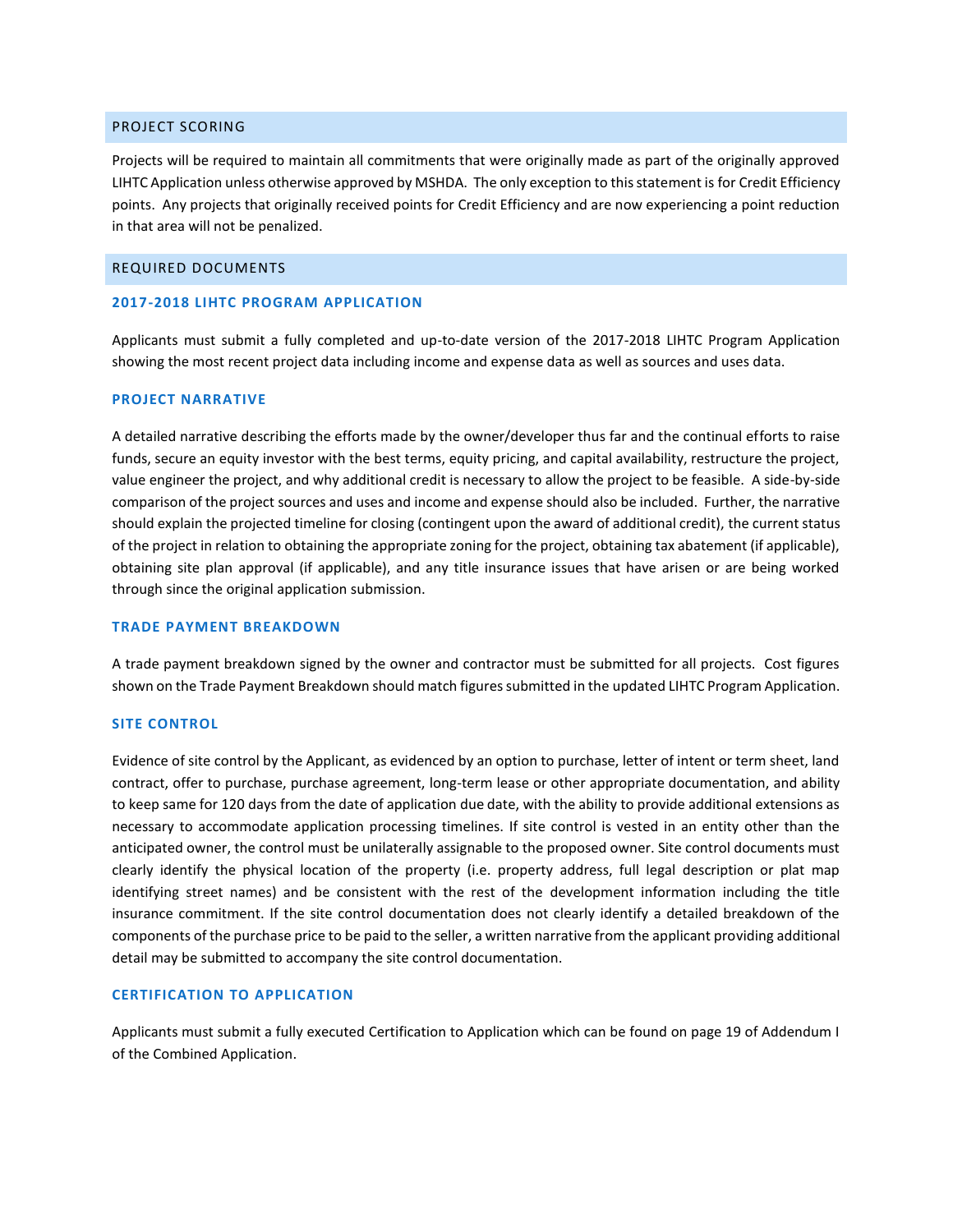## PROJECT SCORING

Projects will be required to maintain all commitments that were originally made as part of the originally approved LIHTC Application unless otherwise approved by MSHDA. The only exception to this statement is for Credit Efficiency points. Any projects that originally received points for Credit Efficiency and are now experiencing a point reduction in that area will not be penalized.

## REQUIRED DOCUMENTS

### 2017-2018 LIHTC PROGRAM APPLICATION

Applicants must submit a fully completed and up-to-date version of the 2017-2018 LIHTC Program Application showing the most recent project data including income and expense data as well as sources and uses data.

### PROJECT NARRATIVE

A detailed narrative describing the efforts made by the owner/developer thus far and the continual efforts to raise funds, secure an equity investor with the best terms, equity pricing, and capital availability, restructure the project, value engineer the project, and why additional credit is necessary to allow the project to be feasible. A side-by-side comparison of the project sources and uses and income and expense should also be included. Further, the narrative should explain the projected timeline for closing (contingent upon the award of additional credit), the current status of the project in relation to obtaining the appropriate zoning for the project, obtaining tax abatement (if applicable), obtaining site plan approval (if applicable), and any title insurance issues that have arisen or are being worked through since the original application submission.

### TRADE PAYMENT BREAKDOWN

A trade payment breakdown signed by the owner and contractor must be submitted for all projects. Cost figures shown on the Trade Payment Breakdown should match figures submitted in the updated LIHTC Program Application.

### SITE CONTROL

Evidence of site control by the Applicant, as evidenced by an option to purchase, letter of intent or term sheet, land contract, offer to purchase, purchase agreement, long-term lease or other appropriate documentation, and ability to keep same for 120 days from the date of application due date, with the ability to provide additional extensions as necessary to accommodate application processing timelines. If site control is vested in an entity other than the anticipated owner, the control must be unilaterally assignable to the proposed owner. Site control documents must clearly identify the physical location of the property (i.e. property address, full legal description or plat map identifying street names) and be consistent with the rest of the development information including the title insurance commitment. If the site control documentation does not clearly identify a detailed breakdown of the components of the purchase price to be paid to the seller, a written narrative from the applicant providing additional detail may be submitted to accompany the site control documentation.

### CERTIFICATION TO APPLICATION

Applicants must submit a fully executed Certification to Application which can be found on page 19 of Addendum I of the Combined Application.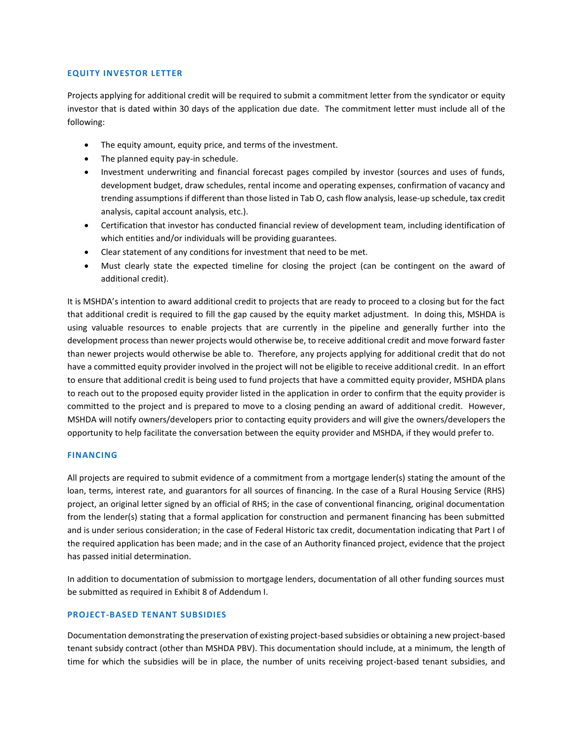### EQUITY INVESTOR LETTER

Projects applying for additional credit will be required to submit a commitment letter from the syndicator or equity investor that is dated within 30 days of the application due date. The commitment letter must include all of the following:

- The equity amount, equity price, and terms of the investment.
- The planned equity pay-in schedule.
- Investment underwriting and financial forecast pages compiled by investor (sources and uses of funds, development budget, draw schedules, rental income and operating expenses, confirmation of vacancy and trending assumptions if different than those listed in Tab O, cash flow analysis, lease-up schedule, tax credit analysis, capital account analysis, etc.).
- Certification that investor has conducted financial review of development team, including identification of which entities and/or individuals will be providing guarantees.
- Clear statement of any conditions for investment that need to be met.
- Must clearly state the expected timeline for closing the project (can be contingent on the award of additional credit).

It is MSHDA's intention to award additional credit to projects that are ready to proceed to a closing but for the fact that additional credit is required to fill the gap caused by the equity market adjustment. In doing this, MSHDA is using valuable resources to enable projects that are currently in the pipeline and generally further into the development process than newer projects would otherwise be, to receive additional credit and move forward faster than newer projects would otherwise be able to. Therefore, any projects applying for additional credit that do not have a committed equity provider involved in the project will not be eligible to receive additional credit. In an effort to ensure that additional credit is being used to fund projects that have a committed equity provider, MSHDA plans to reach out to the proposed equity provider listed in the application in order to confirm that the equity provider is committed to the project and is prepared to move to a closing pending an award of additional credit. However, MSHDA will notify owners/developers prior to contacting equity providers and will give the owners/developers the opportunity to help facilitate the conversation between the equity provider and MSHDA, if they would prefer to.

### FINANCING

All projects are required to submit evidence of a commitment from a mortgage lender(s) stating the amount of the loan, terms, interest rate, and guarantors for all sources of financing. In the case of a Rural Housing Service (RHS) project, an original letter signed by an official of RHS; in the case of conventional financing, original documentation from the lender(s) stating that a formal application for construction and permanent financing has been submitted and is under serious consideration; in the case of Federal Historic tax credit, documentation indicating that Part I of the required application has been made; and in the case of an Authority financed project, evidence that the project has passed initial determination.

In addition to documentation of submission to mortgage lenders, documentation of all other funding sources must be submitted as required in Exhibit 8 of Addendum I.

### PROJECT-BASED TENANT SUBSIDIES

Documentation demonstrating the preservation of existing project-based subsidies or obtaining a new project-based tenant subsidy contract (other than MSHDA PBV). This documentation should include, at a minimum, the length of time for which the subsidies will be in place, the number of units receiving project-based tenant subsidies, and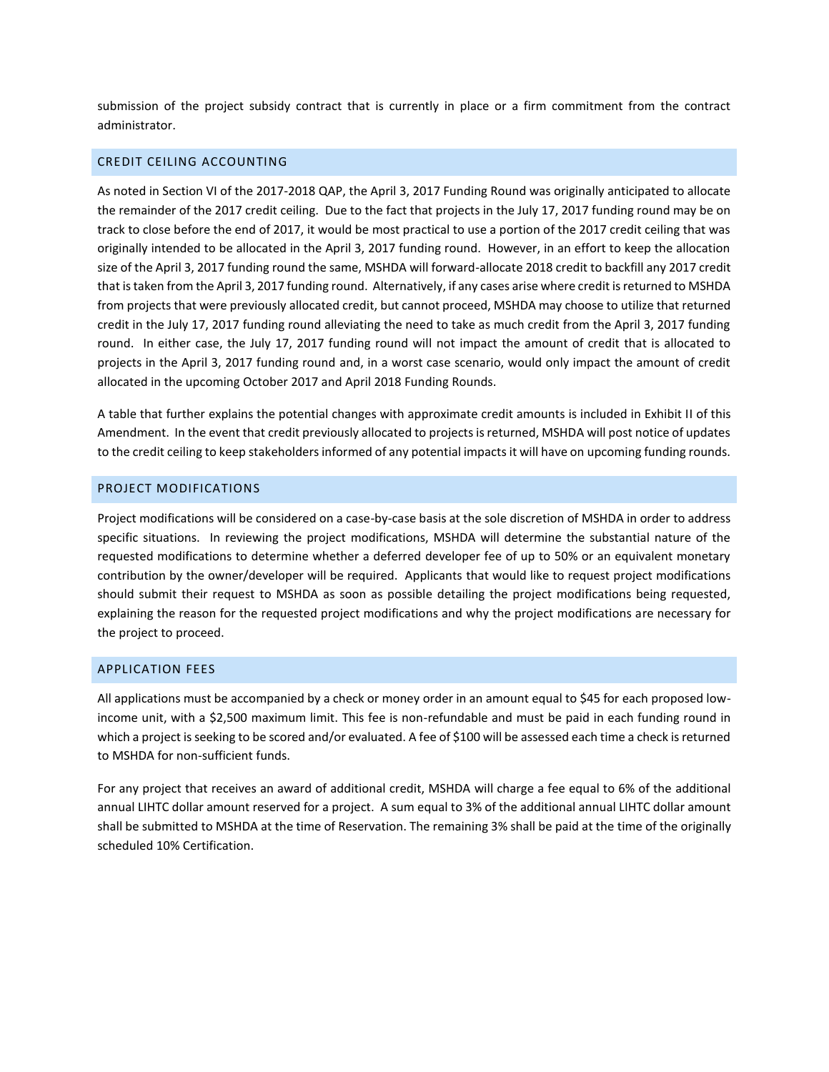submission of the project subsidy contract that is currently in place or a firm commitment from the contract administrator.

## CREDIT CEILING ACCOUNTING

As noted in Section VI of the 2017-2018 QAP, the April 3, 2017 Funding Round was originally anticipated to allocate the remainder of the 2017 credit ceiling. Due to the fact that projects in the July 17, 2017 funding round may be on track to close before the end of 2017, it would be most practical to use a portion of the 2017 credit ceiling that was originally intended to be allocated in the April 3, 2017 funding round. However, in an effort to keep the allocation size of the April 3, 2017 funding round the same, MSHDA will forward-allocate 2018 credit to backfill any 2017 credit that is taken from the April 3, 2017 funding round. Alternatively, if any cases arise where credit is returned to MSHDA from projects that were previously allocated credit, but cannot proceed, MSHDA may choose to utilize that returned credit in the July 17, 2017 funding round alleviating the need to take as much credit from the April 3, 2017 funding round. In either case, the July 17, 2017 funding round will not impact the amount of credit that is allocated to projects in the April 3, 2017 funding round and, in a worst case scenario, would only impact the amount of credit allocated in the upcoming October 2017 and April 2018 Funding Rounds.

A table that further explains the potential changes with approximate credit amounts is included in Exhibit II of this Amendment. In the event that credit previously allocated to projects is returned, MSHDA will post notice of updates to the credit ceiling to keep stakeholders informed of any potential impacts it will have on upcoming funding rounds.

## PROJECT MODIFICATIONS

Project modifications will be considered on a case-by-case basis at the sole discretion of MSHDA in order to address specific situations. In reviewing the project modifications, MSHDA will determine the substantial nature of the requested modifications to determine whether a deferred developer fee of up to 50% or an equivalent monetary contribution by the owner/developer will be required. Applicants that would like to request project modifications should submit their request to MSHDA as soon as possible detailing the project modifications being requested, explaining the reason for the requested project modifications and why the project modifications are necessary for the project to proceed.

## APPLICATION FEES

All applications must be accompanied by a check or money order in an amount equal to $45 for each proposed low-income unit, with a $2,500 maximum limit. This fee is non-refundable and must be paid in each funding round in which a project is seeking to be scored and/or evaluated. A fee of $100 will be assessed each time a check is returned to MSHDA for non-sufficient funds.

For any project that receives an award of additional credit, MSHDA will charge a fee equal to 6% of the additional annual LIHTC dollar amount reserved for a project. A sum equal to 3% of the additional annual LIHTC dollar amount shall be submitted to MSHDA at the time of Reservation. The remaining 3% shall be paid at the time of the originally scheduled 10% Certification.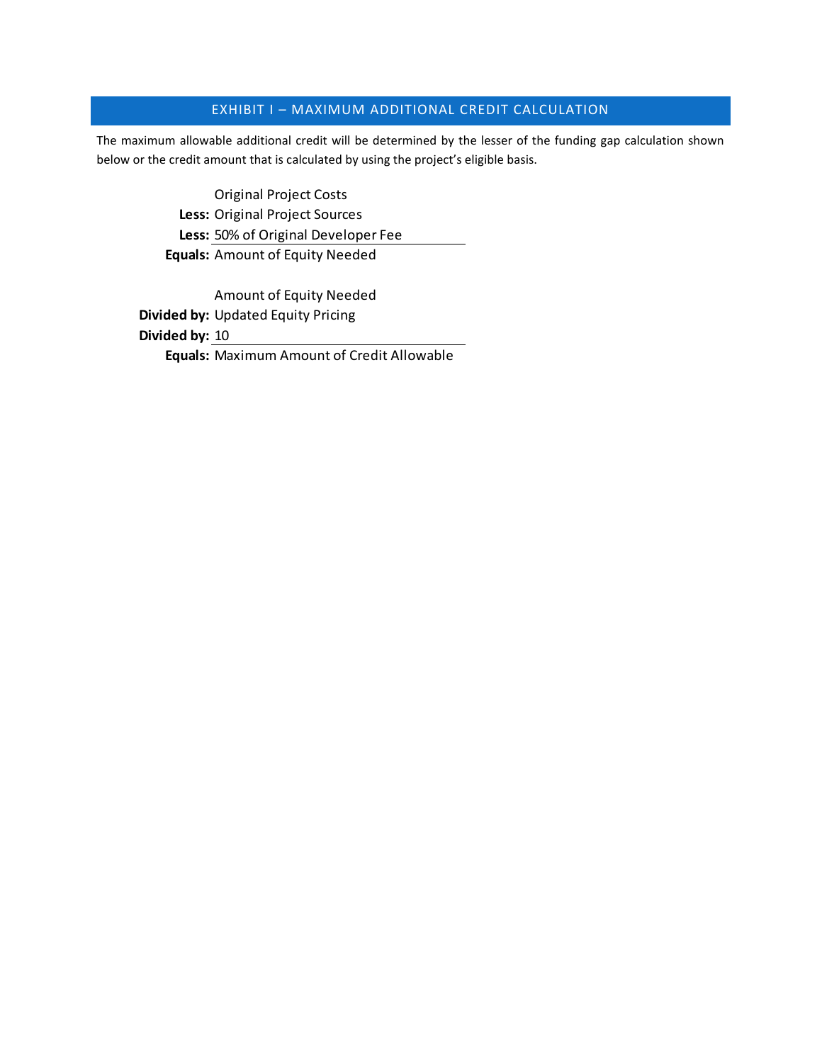## EXHIBIT I – MAXIMUM ADDITIONAL CREDIT CALCULATION

The maximum allowable additional credit will be determined by the lesser of the funding gap calculation shown below or the credit amount that is calculated by using the project's eligible basis.

| | |
|---|---|
| | Original Project Costs |
| **Less:** | Original Project Sources |
| **Less:** | 50% of Original Developer Fee |
| **Equals:** | Amount of Equity Needed |

| | |
|---|---|
| | Amount of Equity Needed |
| **Divided by:** | Updated Equity Pricing |
| **Divided by:** | 10 |
| **Equals:** | Maximum Amount of Credit Allowable |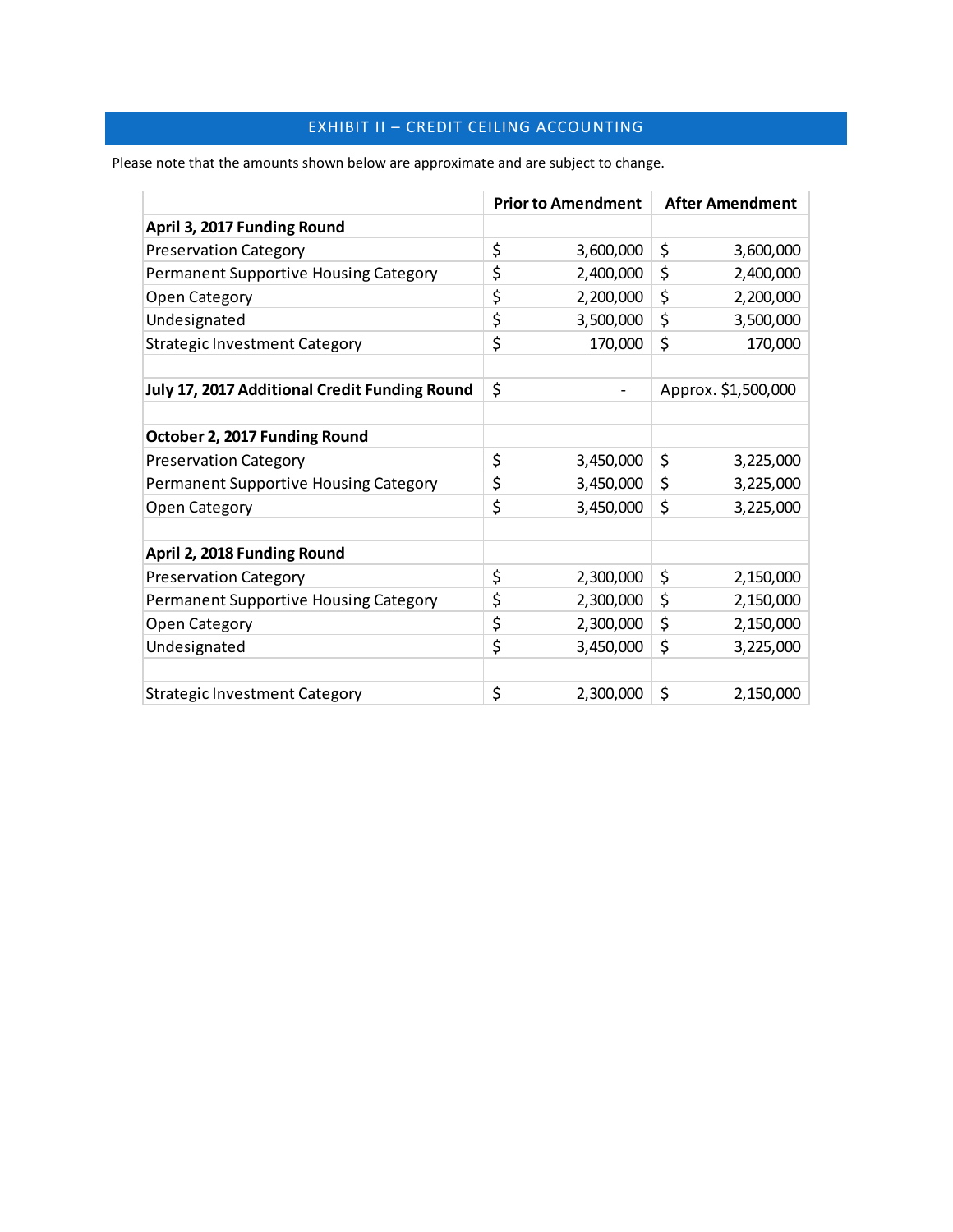## EXHIBIT II – CREDIT CEILING ACCOUNTING

Please note that the amounts shown below are approximate and are subject to change.

| | Prior to Amendment | After Amendment |
|---|---|---|
| **April 3, 2017 Funding Round** | | |
| Preservation Category | $ 3,600,000 | $ 3,600,000 |
| Permanent Supportive Housing Category | $ 2,400,000 | $ 2,400,000 |
| Open Category | $ 2,200,000 | $ 2,200,000 |
| Undesignated | $ 3,500,000 | $ 3,500,000 |
| Strategic Investment Category | $ 170,000 | $ 170,000 |
| | | |
| **July 17, 2017 Additional Credit Funding Round** | $ - | Approx. $1,500,000 |
| | | |
| **October 2, 2017 Funding Round** | | |
| Preservation Category | $ 3,450,000 | $ 3,225,000 |
| Permanent Supportive Housing Category | $ 3,450,000 | $ 3,225,000 |
| Open Category | $ 3,450,000 | $ 3,225,000 |
| | | |
| **April 2, 2018 Funding Round** | | |
| Preservation Category | $ 2,300,000 | $ 2,150,000 |
| Permanent Supportive Housing Category | $ 2,300,000 | $ 2,150,000 |
| Open Category | $ 2,300,000 | $ 2,150,000 |
| Undesignated | $ 3,450,000 | $ 3,225,000 |
| | | |
| Strategic Investment Category | $ 2,300,000 | $ 2,150,000 |